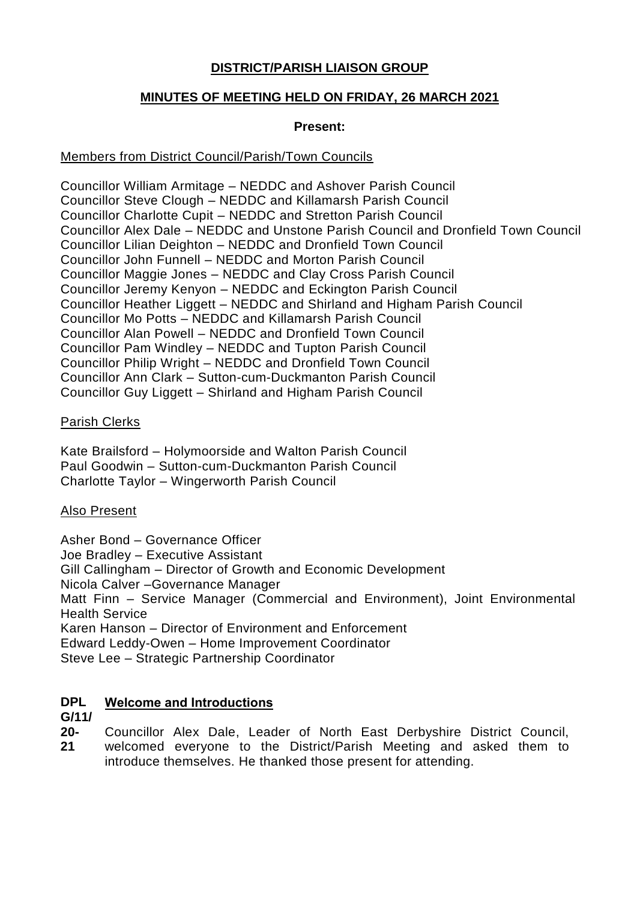# DISTRICT/PARISH LIAISON GROUP

## MINUTES OF MEETING HELD ON FRIDAY, 26 MARCH 2021

**Present:**

Members from District Council/Parish/Town Councils

Councillor William Armitage – NEDDC and Ashover Parish Council
Councillor Steve Clough – NEDDC and Killamarsh Parish Council
Councillor Charlotte Cupit – NEDDC and Stretton Parish Council
Councillor Alex Dale – NEDDC and Unstone Parish Council and Dronfield Town Council
Councillor Lilian Deighton – NEDDC and Dronfield Town Council
Councillor John Funnell – NEDDC and Morton Parish Council
Councillor Maggie Jones – NEDDC and Clay Cross Parish Council
Councillor Jeremy Kenyon – NEDDC and Eckington Parish Council
Councillor Heather Liggett – NEDDC and Shirland and Higham Parish Council
Councillor Mo Potts – NEDDC and Killamarsh Parish Council
Councillor Alan Powell – NEDDC and Dronfield Town Council
Councillor Pam Windley – NEDDC and Tupton Parish Council
Councillor Philip Wright – NEDDC and Dronfield Town Council
Councillor Ann Clark – Sutton-cum-Duckmanton Parish Council
Councillor Guy Liggett – Shirland and Higham Parish Council

Parish Clerks

Kate Brailsford – Holymoorside and Walton Parish Council
Paul Goodwin – Sutton-cum-Duckmanton Parish Council
Charlotte Taylor – Wingerworth Parish Council

Also Present

Asher Bond – Governance Officer
Joe Bradley – Executive Assistant
Gill Callingham – Director of Growth and Economic Development
Nicola Calver –Governance Manager
Matt Finn – Service Manager (Commercial and Environment), Joint Environmental Health Service
Karen Hanson – Director of Environment and Enforcement
Edward Leddy-Owen – Home Improvement Coordinator
Steve Lee – Strategic Partnership Coordinator

**DPLG/11/20-21** **Welcome and Introductions**

Councillor Alex Dale, Leader of North East Derbyshire District Council, welcomed everyone to the District/Parish Meeting and asked them to introduce themselves. He thanked those present for attending.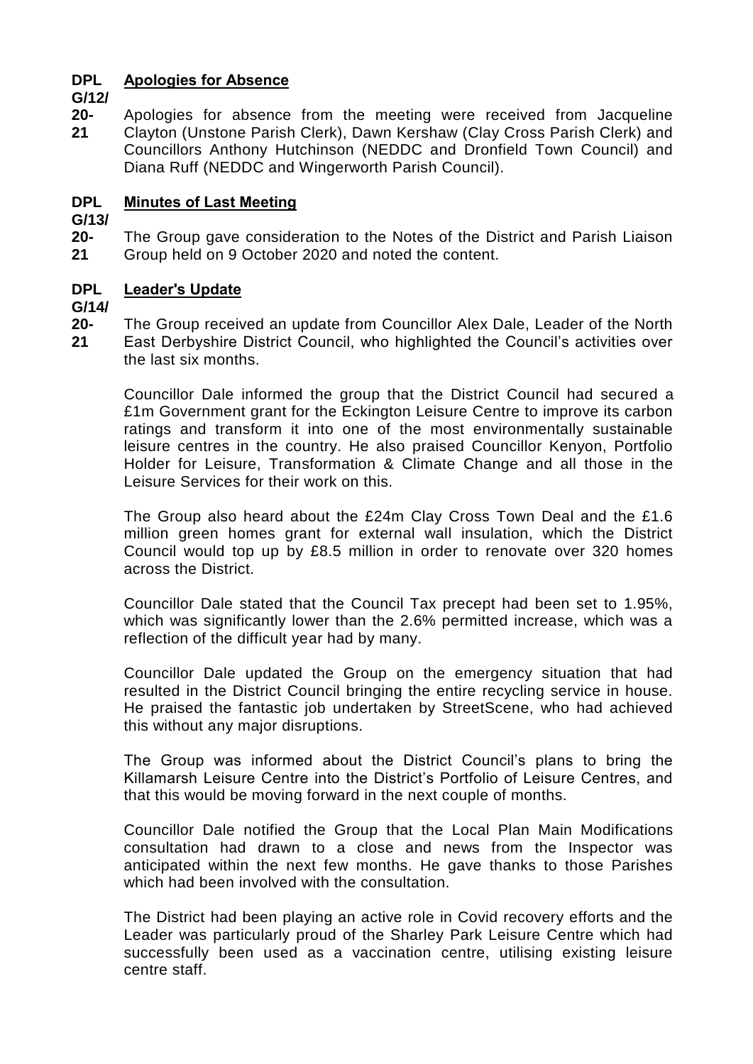**DPLG/12/20-21** **Apologies for Absence**

Apologies for absence from the meeting were received from Jacqueline Clayton (Unstone Parish Clerk), Dawn Kershaw (Clay Cross Parish Clerk) and Councillors Anthony Hutchinson (NEDDC and Dronfield Town Council) and Diana Ruff (NEDDC and Wingerworth Parish Council).

**DPLG/13/20-21** **Minutes of Last Meeting**

The Group gave consideration to the Notes of the District and Parish Liaison Group held on 9 October 2020 and noted the content.

**DPLG/14/20-21** **Leader's Update**

The Group received an update from Councillor Alex Dale, Leader of the North East Derbyshire District Council, who highlighted the Council's activities over the last six months.

Councillor Dale informed the group that the District Council had secured a £1m Government grant for the Eckington Leisure Centre to improve its carbon ratings and transform it into one of the most environmentally sustainable leisure centres in the country. He also praised Councillor Kenyon, Portfolio Holder for Leisure, Transformation & Climate Change and all those in the Leisure Services for their work on this.

The Group also heard about the £24m Clay Cross Town Deal and the £1.6 million green homes grant for external wall insulation, which the District Council would top up by £8.5 million in order to renovate over 320 homes across the District.

Councillor Dale stated that the Council Tax precept had been set to 1.95%, which was significantly lower than the 2.6% permitted increase, which was a reflection of the difficult year had by many.

Councillor Dale updated the Group on the emergency situation that had resulted in the District Council bringing the entire recycling service in house. He praised the fantastic job undertaken by StreetScene, who had achieved this without any major disruptions.

The Group was informed about the District Council's plans to bring the Killamarsh Leisure Centre into the District's Portfolio of Leisure Centres, and that this would be moving forward in the next couple of months.

Councillor Dale notified the Group that the Local Plan Main Modifications consultation had drawn to a close and news from the Inspector was anticipated within the next few months. He gave thanks to those Parishes which had been involved with the consultation.

The District had been playing an active role in Covid recovery efforts and the Leader was particularly proud of the Sharley Park Leisure Centre which had successfully been used as a vaccination centre, utilising existing leisure centre staff.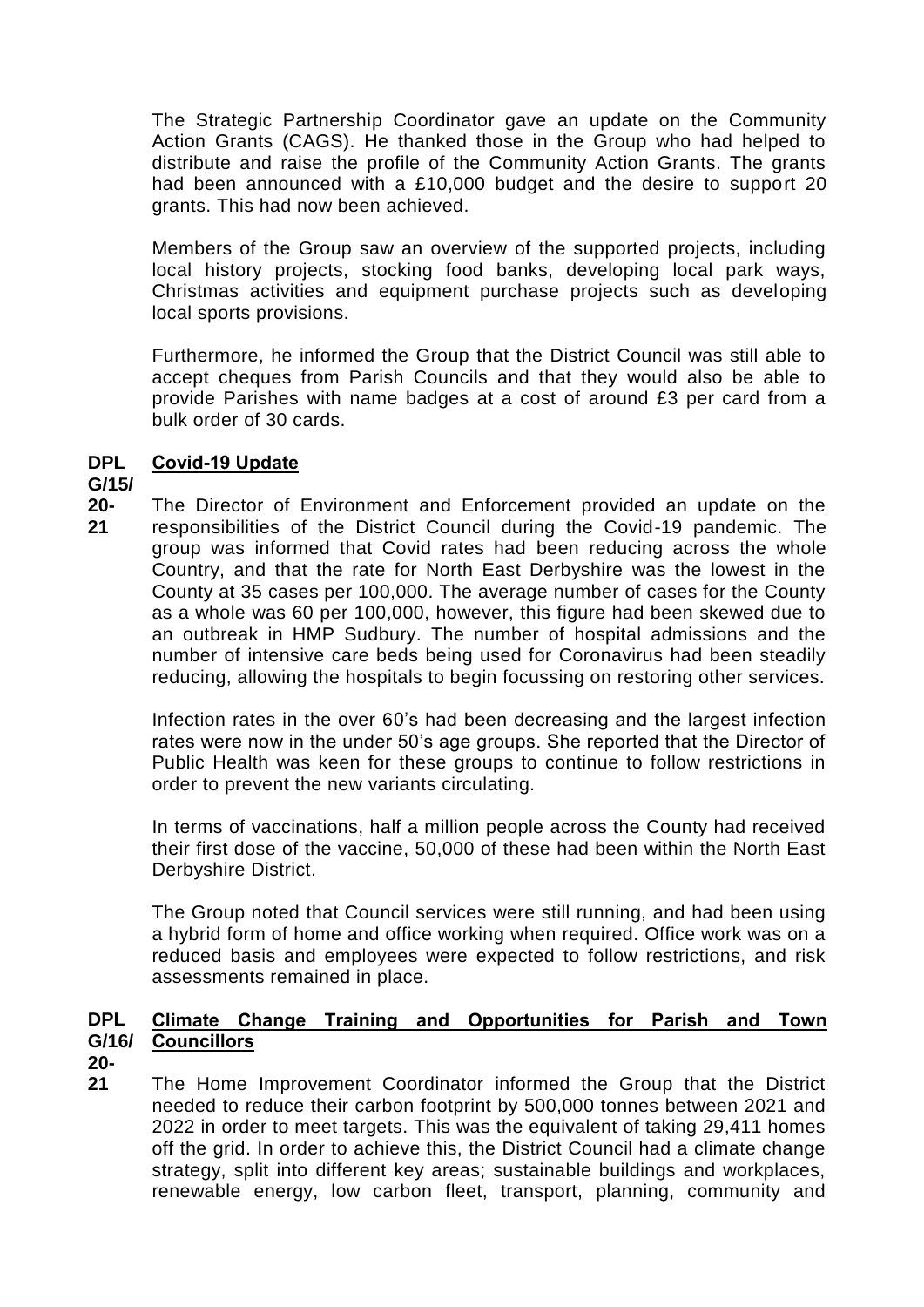The Strategic Partnership Coordinator gave an update on the Community Action Grants (CAGS). He thanked those in the Group who had helped to distribute and raise the profile of the Community Action Grants. The grants had been announced with a £10,000 budget and the desire to support 20 grants. This had now been achieved.

Members of the Group saw an overview of the supported projects, including local history projects, stocking food banks, developing local park ways, Christmas activities and equipment purchase projects such as developing local sports provisions.

Furthermore, he informed the Group that the District Council was still able to accept cheques from Parish Councils and that they would also be able to provide Parishes with name badges at a cost of around £3 per card from a bulk order of 30 cards.

**DPLG/15/20-21** **Covid-19 Update**

The Director of Environment and Enforcement provided an update on the responsibilities of the District Council during the Covid-19 pandemic. The group was informed that Covid rates had been reducing across the whole Country, and that the rate for North East Derbyshire was the lowest in the County at 35 cases per 100,000. The average number of cases for the County as a whole was 60 per 100,000, however, this figure had been skewed due to an outbreak in HMP Sudbury. The number of hospital admissions and the number of intensive care beds being used for Coronavirus had been steadily reducing, allowing the hospitals to begin focussing on restoring other services.

Infection rates in the over 60's had been decreasing and the largest infection rates were now in the under 50's age groups. She reported that the Director of Public Health was keen for these groups to continue to follow restrictions in order to prevent the new variants circulating.

In terms of vaccinations, half a million people across the County had received their first dose of the vaccine, 50,000 of these had been within the North East Derbyshire District.

The Group noted that Council services were still running, and had been using a hybrid form of home and office working when required. Office work was on a reduced basis and employees were expected to follow restrictions, and risk assessments remained in place.

**DPLG/16/20-21** **Climate Change Training and Opportunities for Parish and Town Councillors**

The Home Improvement Coordinator informed the Group that the District needed to reduce their carbon footprint by 500,000 tonnes between 2021 and 2022 in order to meet targets. This was the equivalent of taking 29,411 homes off the grid. In order to achieve this, the District Council had a climate change strategy, split into different key areas; sustainable buildings and workplaces, renewable energy, low carbon fleet, transport, planning, community and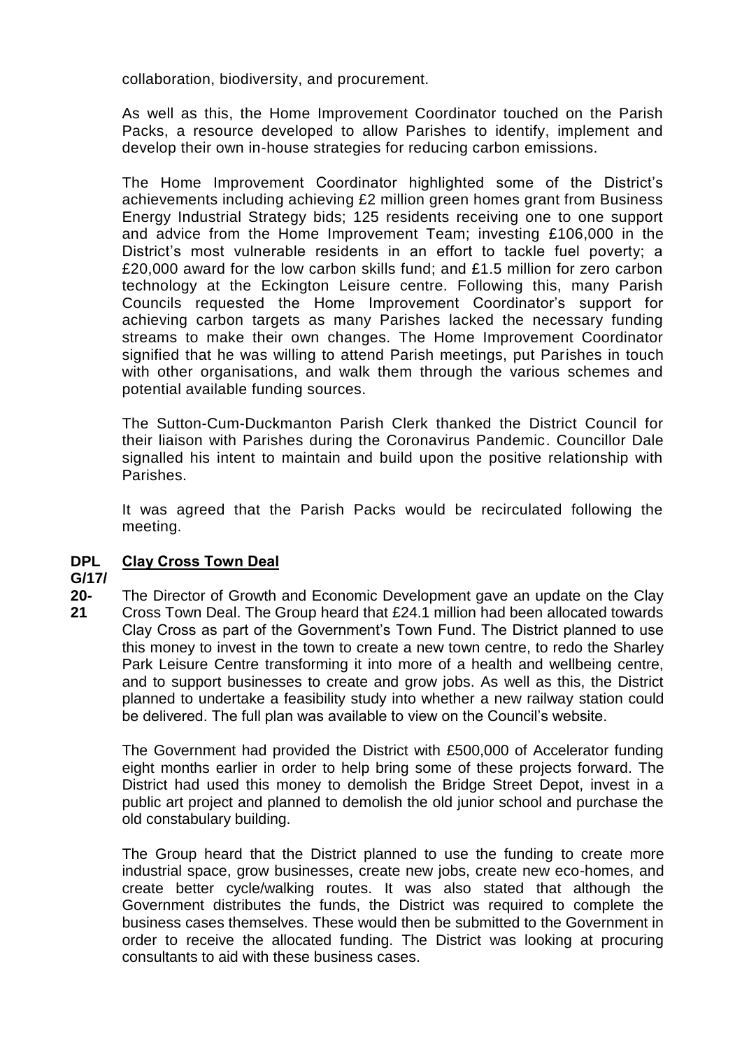collaboration, biodiversity, and procurement.

As well as this, the Home Improvement Coordinator touched on the Parish Packs, a resource developed to allow Parishes to identify, implement and develop their own in-house strategies for reducing carbon emissions.

The Home Improvement Coordinator highlighted some of the District's achievements including achieving £2 million green homes grant from Business Energy Industrial Strategy bids; 125 residents receiving one to one support and advice from the Home Improvement Team; investing £106,000 in the District's most vulnerable residents in an effort to tackle fuel poverty; a £20,000 award for the low carbon skills fund; and £1.5 million for zero carbon technology at the Eckington Leisure centre. Following this, many Parish Councils requested the Home Improvement Coordinator's support for achieving carbon targets as many Parishes lacked the necessary funding streams to make their own changes. The Home Improvement Coordinator signified that he was willing to attend Parish meetings, put Parishes in touch with other organisations, and walk them through the various schemes and potential available funding sources.

The Sutton-Cum-Duckmanton Parish Clerk thanked the District Council for their liaison with Parishes during the Coronavirus Pandemic. Councillor Dale signalled his intent to maintain and build upon the positive relationship with Parishes.

It was agreed that the Parish Packs would be recirculated following the meeting.

**DPLG/17/20-21** **Clay Cross Town Deal**

The Director of Growth and Economic Development gave an update on the Clay Cross Town Deal. The Group heard that £24.1 million had been allocated towards Clay Cross as part of the Government's Town Fund. The District planned to use this money to invest in the town to create a new town centre, to redo the Sharley Park Leisure Centre transforming it into more of a health and wellbeing centre, and to support businesses to create and grow jobs. As well as this, the District planned to undertake a feasibility study into whether a new railway station could be delivered. The full plan was available to view on the Council's website.

The Government had provided the District with £500,000 of Accelerator funding eight months earlier in order to help bring some of these projects forward. The District had used this money to demolish the Bridge Street Depot, invest in a public art project and planned to demolish the old junior school and purchase the old constabulary building.

The Group heard that the District planned to use the funding to create more industrial space, grow businesses, create new jobs, create new eco-homes, and create better cycle/walking routes. It was also stated that although the Government distributes the funds, the District was required to complete the business cases themselves. These would then be submitted to the Government in order to receive the allocated funding. The District was looking at procuring consultants to aid with these business cases.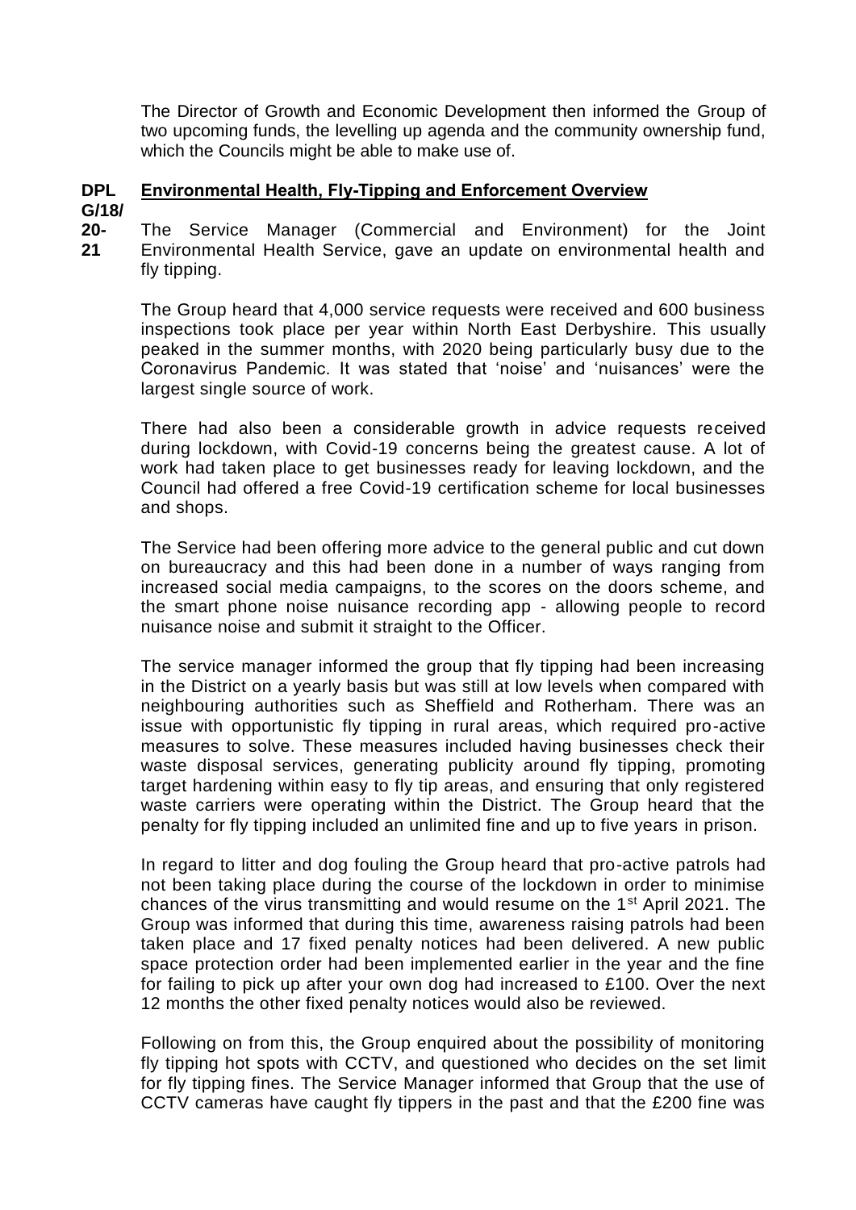The Director of Growth and Economic Development then informed the Group of two upcoming funds, the levelling up agenda and the community ownership fund, which the Councils might be able to make use of.

**DPL G/18/ 20-21** **Environmental Health, Fly-Tipping and Enforcement Overview**

The Service Manager (Commercial and Environment) for the Joint Environmental Health Service, gave an update on environmental health and fly tipping.

The Group heard that 4,000 service requests were received and 600 business inspections took place per year within North East Derbyshire. This usually peaked in the summer months, with 2020 being particularly busy due to the Coronavirus Pandemic. It was stated that 'noise' and 'nuisances' were the largest single source of work.

There had also been a considerable growth in advice requests received during lockdown, with Covid-19 concerns being the greatest cause. A lot of work had taken place to get businesses ready for leaving lockdown, and the Council had offered a free Covid-19 certification scheme for local businesses and shops.

The Service had been offering more advice to the general public and cut down on bureaucracy and this had been done in a number of ways ranging from increased social media campaigns, to the scores on the doors scheme, and the smart phone noise nuisance recording app - allowing people to record nuisance noise and submit it straight to the Officer.

The service manager informed the group that fly tipping had been increasing in the District on a yearly basis but was still at low levels when compared with neighbouring authorities such as Sheffield and Rotherham. There was an issue with opportunistic fly tipping in rural areas, which required pro-active measures to solve. These measures included having businesses check their waste disposal services, generating publicity around fly tipping, promoting target hardening within easy to fly tip areas, and ensuring that only registered waste carriers were operating within the District. The Group heard that the penalty for fly tipping included an unlimited fine and up to five years in prison.

In regard to litter and dog fouling the Group heard that pro-active patrols had not been taking place during the course of the lockdown in order to minimise chances of the virus transmitting and would resume on the 1st April 2021. The Group was informed that during this time, awareness raising patrols had been taken place and 17 fixed penalty notices had been delivered. A new public space protection order had been implemented earlier in the year and the fine for failing to pick up after your own dog had increased to £100. Over the next 12 months the other fixed penalty notices would also be reviewed.

Following on from this, the Group enquired about the possibility of monitoring fly tipping hot spots with CCTV, and questioned who decides on the set limit for fly tipping fines. The Service Manager informed that Group that the use of CCTV cameras have caught fly tippers in the past and that the £200 fine was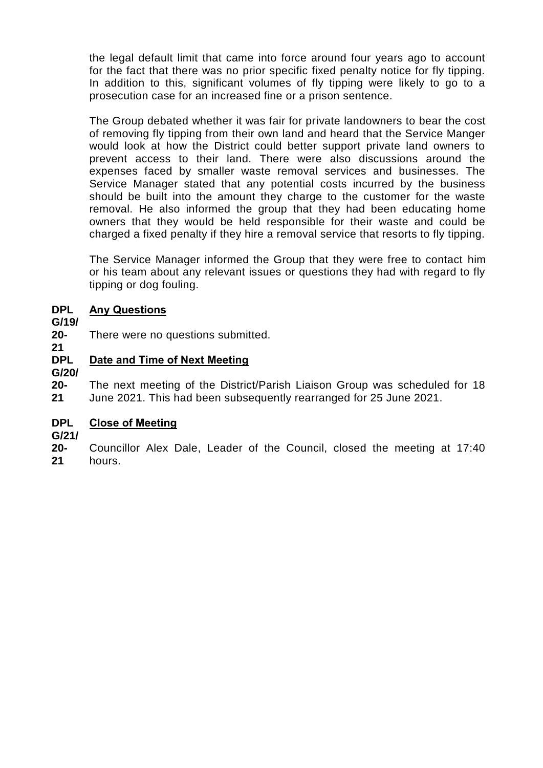the legal default limit that came into force around four years ago to account for the fact that there was no prior specific fixed penalty notice for fly tipping. In addition to this, significant volumes of fly tipping were likely to go to a prosecution case for an increased fine or a prison sentence.

The Group debated whether it was fair for private landowners to bear the cost of removing fly tipping from their own land and heard that the Service Manger would look at how the District could better support private land owners to prevent access to their land. There were also discussions around the expenses faced by smaller waste removal services and businesses. The Service Manager stated that any potential costs incurred by the business should be built into the amount they charge to the customer for the waste removal. He also informed the group that they had been educating home owners that they would be held responsible for their waste and could be charged a fixed penalty if they hire a removal service that resorts to fly tipping.

The Service Manager informed the Group that they were free to contact him or his team about any relevant issues or questions they had with regard to fly tipping or dog fouling.

**DPLG/19/20-21** **Any Questions**

There were no questions submitted.

**DPLG/20/20-21** **Date and Time of Next Meeting**

The next meeting of the District/Parish Liaison Group was scheduled for 18 June 2021. This had been subsequently rearranged for 25 June 2021.

**DPLG/21/20-21** **Close of Meeting**

Councillor Alex Dale, Leader of the Council, closed the meeting at 17:40 hours.